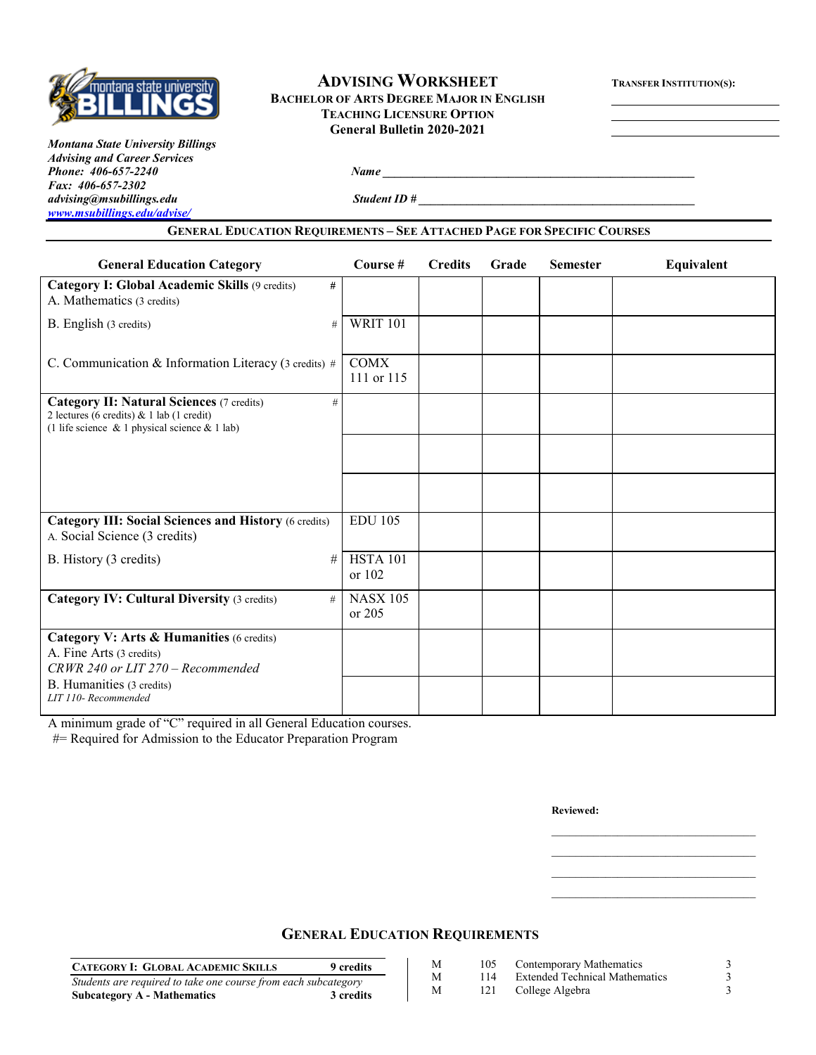# ADVISING WORKSHEET

**BACHELOR OF ARTS DEGREE MAJOR IN ENGLISH**
**TEACHING LICENSURE OPTION**
**General Bulletin 2020-2021**

**TRANSFER INSTITUTION(S):** ____________________

*Montana State University Billings*
*Advising and Career Services*
*Phone: 406-657-2240*
*Fax: 406-657-2302*
*advising@msubillings.edu*
*www.msubillings.edu/advise/*

*Name* ________________________________________

*Student ID #* ________________________________________

## GENERAL EDUCATION REQUIREMENTS – SEE ATTACHED PAGE FOR SPECIFIC COURSES

| General Education Category | Course # | Credits | Grade | Semester | Equivalent |
|---|---|---|---|---|---|
| **Category I: Global Academic Skills** (9 credits) # <br> A. Mathematics (3 credits) | | | | | |
| B. English (3 credits) # | WRIT 101 | | | | |
| C. Communication & Information Literacy (3 credits) # | COMX 111 or 115 | | | | |
| **Category II: Natural Sciences** (7 credits) # <br> 2 lectures (6 credits) & 1 lab (1 credit) <br> (1 life science & 1 physical science & 1 lab) | | | | | |
| | | | | | |
| | | | | | |
| **Category III: Social Sciences and History** (6 credits) <br> A. Social Science (3 credits) | EDU 105 | | | | |
| B. History (3 credits) # | HSTA 101 or 102 | | | | |
| **Category IV: Cultural Diversity** (3 credits) # | NASX 105 or 205 | | | | |
| **Category V: Arts & Humanities** (6 credits) <br> A. Fine Arts (3 credits) <br> *CRWR 240 or LIT 270 – Recommended* | | | | | |
| B. Humanities (3 credits) <br> *LIT 110- Recommended* | | | | | |

A minimum grade of "C" required in all General Education courses.
#= Required for Admission to the Educator Preparation Program

**Reviewed:**

____________________

____________________

____________________

____________________

## GENERAL EDUCATION REQUIREMENTS

| **CATEGORY I: GLOBAL ACADEMIC SKILLS** | **9 credits** |
|---|---|
| *Students are required to take one course from each subcategory* | |
| **Subcategory A - Mathematics** | **3 credits** |

| | | | |
|---|---|---|---|
| M | 105 | Contemporary Mathematics | 3 |
| M | 114 | Extended Technical Mathematics | 3 |
| M | 121 | College Algebra | 3 |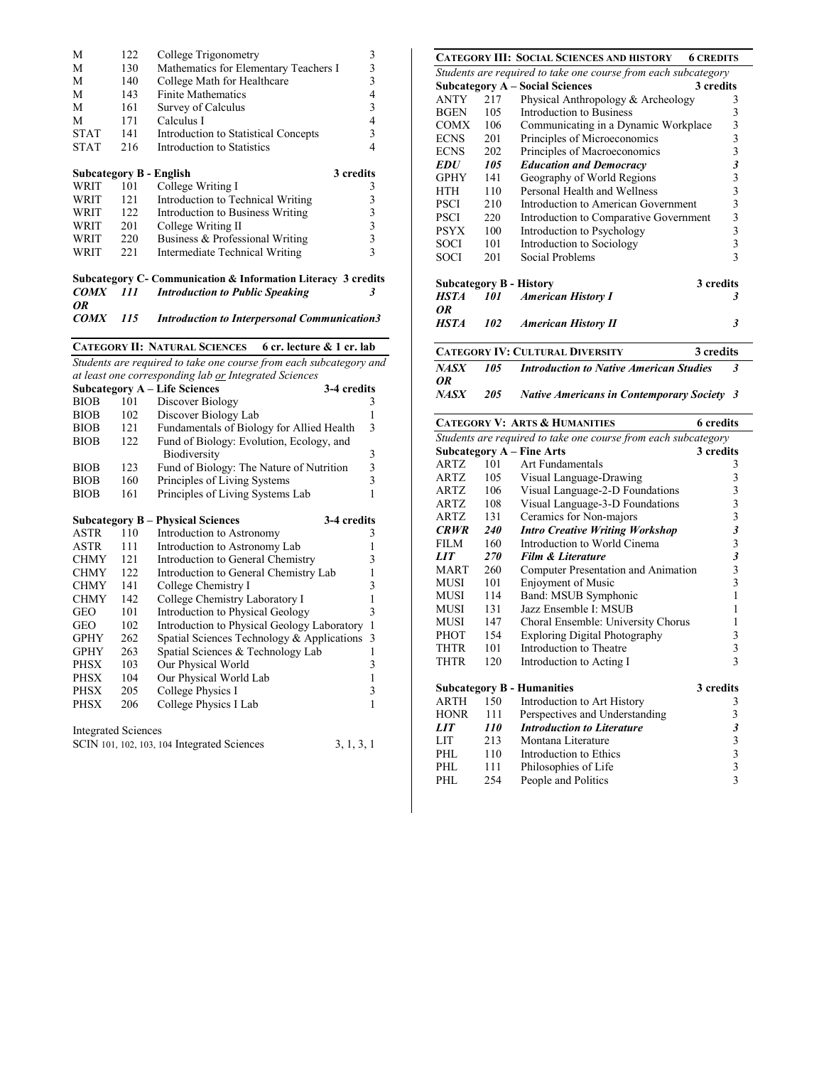| | | | |
|---|---|---|---|
| M | 122 | College Trigonometry | 3 |
| M | 130 | Mathematics for Elementary Teachers I | 3 |
| M | 140 | College Math for Healthcare | 3 |
| M | 143 | Finite Mathematics | 4 |
| M | 161 | Survey of Calculus | 3 |
| M | 171 | Calculus I | 4 |
| STAT | 141 | Introduction to Statistical Concepts | 3 |
| STAT | 216 | Introduction to Statistics | 4 |

**Subcategory B - English** — 3 credits

| | | | |
|---|---|---|---|
| WRIT | 101 | College Writing I | 3 |
| WRIT | 121 | Introduction to Technical Writing | 3 |
| WRIT | 122 | Introduction to Business Writing | 3 |
| WRIT | 201 | College Writing II | 3 |
| WRIT | 220 | Business & Professional Writing | 3 |
| WRIT | 221 | Intermediate Technical Writing | 3 |

**Subcategory C- Communication & Information Literacy** — 3 credits

| | | | |
|---|---|---|---|
| ***COMX*** | ***111*** | ***Introduction to Public Speaking*** | ***3*** |
| ***OR*** | | | |
| ***COMX*** | ***115*** | ***Introduction to Interpersonal Communication*** | ***3*** |

## CATEGORY II: NATURAL SCIENCES — 6 cr. lecture & 1 cr. lab

*Students are required to take one course from each subcategory and at least one corresponding lab or Integrated Sciences*

**Subcategory A – Life Sciences** — 3-4 credits

| | | | |
|---|---|---|---|
| BIOB | 101 | Discover Biology | 3 |
| BIOB | 102 | Discover Biology Lab | 1 |
| BIOB | 121 | Fundamentals of Biology for Allied Health | 3 |
| BIOB | 122 | Fund of Biology: Evolution, Ecology, and Biodiversity | 3 |
| BIOB | 123 | Fund of Biology: The Nature of Nutrition | 3 |
| BIOB | 160 | Principles of Living Systems | 3 |
| BIOB | 161 | Principles of Living Systems Lab | 1 |

**Subcategory B – Physical Sciences** — 3-4 credits

| | | | |
|---|---|---|---|
| ASTR | 110 | Introduction to Astronomy | 3 |
| ASTR | 111 | Introduction to Astronomy Lab | 1 |
| CHMY | 121 | Introduction to General Chemistry | 3 |
| CHMY | 122 | Introduction to General Chemistry Lab | 1 |
| CHMY | 141 | College Chemistry I | 3 |
| CHMY | 142 | College Chemistry Laboratory I | 1 |
| GEO | 101 | Introduction to Physical Geology | 3 |
| GEO | 102 | Introduction to Physical Geology Laboratory | 1 |
| GPHY | 262 | Spatial Sciences Technology & Applications | 3 |
| GPHY | 263 | Spatial Sciences & Technology Lab | 1 |
| PHSX | 103 | Our Physical World | 3 |
| PHSX | 104 | Our Physical World Lab | 1 |
| PHSX | 205 | College Physics I | 3 |
| PHSX | 206 | College Physics I Lab | 1 |

Integrated Sciences

SCIN 101, 102, 103, 104 Integrated Sciences — 3, 1, 3, 1

## CATEGORY III: SOCIAL SCIENCES AND HISTORY — 6 CREDITS

*Students are required to take one course from each subcategory*

**Subcategory A – Social Sciences** — 3 credits

| | | | |
|---|---|---|---|
| ANTY | 217 | Physical Anthropology & Archeology | 3 |
| BGEN | 105 | Introduction to Business | 3 |
| COMX | 106 | Communicating in a Dynamic Workplace | 3 |
| ECNS | 201 | Principles of Microeconomics | 3 |
| ECNS | 202 | Principles of Macroeconomics | 3 |
| ***EDU*** | ***105*** | ***Education and Democracy*** | ***3*** |
| GPHY | 141 | Geography of World Regions | 3 |
| HTH | 110 | Personal Health and Wellness | 3 |
| PSCI | 210 | Introduction to American Government | 3 |
| PSCI | 220 | Introduction to Comparative Government | 3 |
| PSYX | 100 | Introduction to Psychology | 3 |
| SOCI | 101 | Introduction to Sociology | 3 |
| SOCI | 201 | Social Problems | 3 |

**Subcategory B - History** — 3 credits

| | | | |
|---|---|---|---|
| ***HSTA*** | ***101*** | ***American History I*** | ***3*** |
| ***OR*** | | | |
| ***HSTA*** | ***102*** | ***American History II*** | ***3*** |

## CATEGORY IV: CULTURAL DIVERSITY — 3 credits

| | | | |
|---|---|---|---|
| ***NASX*** | ***105*** | ***Introduction to Native American Studies*** | ***3*** |
| ***OR*** | | | |
| ***NASX*** | ***205*** | ***Native Americans in Contemporary Society*** | ***3*** |

## CATEGORY V: ARTS & HUMANITIES — 6 credits

*Students are required to take one course from each subcategory*

**Subcategory A – Fine Arts** — 3 credits

| | | | |
|---|---|---|---|
| ARTZ | 101 | Art Fundamentals | 3 |
| ARTZ | 105 | Visual Language-Drawing | 3 |
| ARTZ | 106 | Visual Language-2-D Foundations | 3 |
| ARTZ | 108 | Visual Language-3-D Foundations | 3 |
| ARTZ | 131 | Ceramics for Non-majors | 3 |
| ***CRWR*** | ***240*** | ***Intro Creative Writing Workshop*** | ***3*** |
| FILM | 160 | Introduction to World Cinema | 3 |
| ***LIT*** | ***270*** | ***Film & Literature*** | ***3*** |
| MART | 260 | Computer Presentation and Animation | 3 |
| MUSI | 101 | Enjoyment of Music | 3 |
| MUSI | 114 | Band: MSUB Symphonic | 1 |
| MUSI | 131 | Jazz Ensemble I: MSUB | 1 |
| MUSI | 147 | Choral Ensemble: University Chorus | 1 |
| PHOT | 154 | Exploring Digital Photography | 3 |
| THTR | 101 | Introduction to Theatre | 3 |
| THTR | 120 | Introduction to Acting I | 3 |

**Subcategory B - Humanities** — 3 credits

| | | | |
|---|---|---|---|
| ARTH | 150 | Introduction to Art History | 3 |
| HONR | 111 | Perspectives and Understanding | 3 |
| ***LIT*** | ***110*** | ***Introduction to Literature*** | ***3*** |
| LIT | 213 | Montana Literature | 3 |
| PHL | 110 | Introduction to Ethics | 3 |
| PHL | 111 | Philosophies of Life | 3 |
| PHL | 254 | People and Politics | 3 |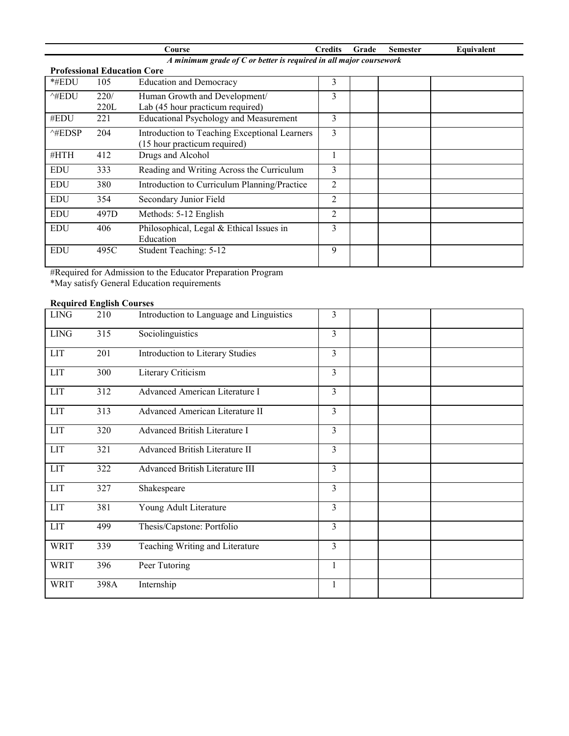| | | Course | Credits | Grade | Semester | Equivalent |
|---|---|---|---|---|---|---|

*A minimum grade of C or better is required in all major coursework*

**Professional Education Core**

| | | Course | Credits | Grade | Semester | Equivalent |
|---|---|---|---|---|---|---|
| *#EDU | 105 | Education and Democracy | 3 | | | |
| ^#EDU | 220/ 220L | Human Growth and Development/ Lab (45 hour practicum required) | 3 | | | |
| #EDU | 221 | Educational Psychology and Measurement | 3 | | | |
| ^#EDSP | 204 | Introduction to Teaching Exceptional Learners (15 hour practicum required) | 3 | | | |
| #HTH | 412 | Drugs and Alcohol | 1 | | | |
| EDU | 333 | Reading and Writing Across the Curriculum | 3 | | | |
| EDU | 380 | Introduction to Curriculum Planning/Practice | 2 | | | |
| EDU | 354 | Secondary Junior Field | 2 | | | |
| EDU | 497D | Methods: 5-12 English | 2 | | | |
| EDU | 406 | Philosophical, Legal & Ethical Issues in Education | 3 | | | |
| EDU | 495C | Student Teaching: 5-12 | 9 | | | |

#Required for Admission to the Educator Preparation Program
*May satisfy General Education requirements

**Required English Courses**

| | | Course | Credits | Grade | Semester | Equivalent |
|---|---|---|---|---|---|---|
| LING | 210 | Introduction to Language and Linguistics | 3 | | | |
| LING | 315 | Sociolinguistics | 3 | | | |
| LIT | 201 | Introduction to Literary Studies | 3 | | | |
| LIT | 300 | Literary Criticism | 3 | | | |
| LIT | 312 | Advanced American Literature I | 3 | | | |
| LIT | 313 | Advanced American Literature II | 3 | | | |
| LIT | 320 | Advanced British Literature I | 3 | | | |
| LIT | 321 | Advanced British Literature II | 3 | | | |
| LIT | 322 | Advanced British Literature III | 3 | | | |
| LIT | 327 | Shakespeare | 3 | | | |
| LIT | 381 | Young Adult Literature | 3 | | | |
| LIT | 499 | Thesis/Capstone: Portfolio | 3 | | | |
| WRIT | 339 | Teaching Writing and Literature | 3 | | | |
| WRIT | 396 | Peer Tutoring | 1 | | | |
| WRIT | 398A | Internship | 1 | | | |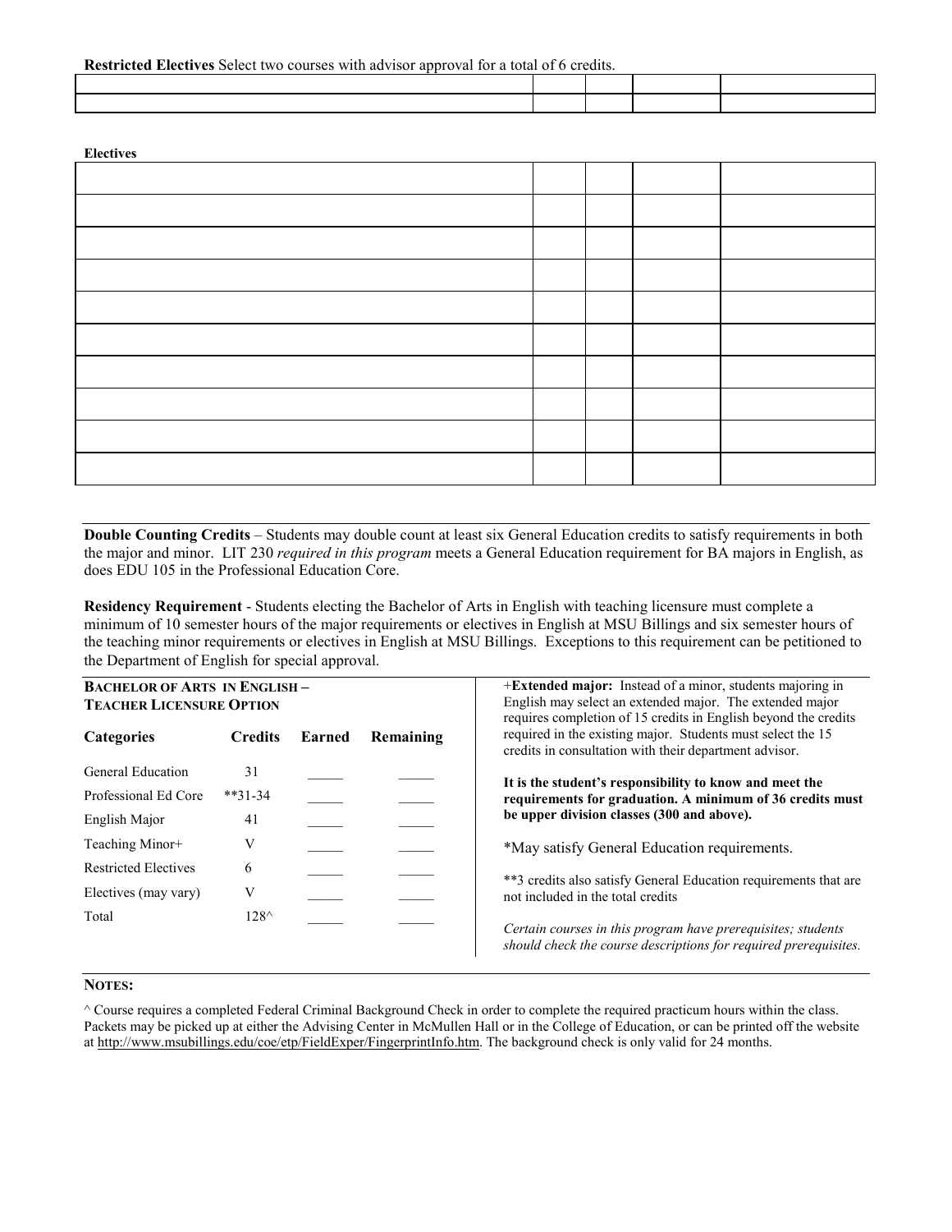**Restricted Electives** Select two courses with advisor approval for a total of 6 credits.

| | | | | |
|---|---|---|---|---|
| | | | | |
| | | | | |

**Electives**

| | | | | |
|---|---|---|---|---|
| | | | | |
| | | | | |
| | | | | |
| | | | | |
| | | | | |
| | | | | |
| | | | | |
| | | | | |
| | | | | |
| | | | | |

**Double Counting Credits** – Students may double count at least six General Education credits to satisfy requirements in both the major and minor. LIT 230 *required in this program* meets a General Education requirement for BA majors in English, as does EDU 105 in the Professional Education Core.

**Residency Requirement** - Students electing the Bachelor of Arts in English with teaching licensure must complete a minimum of 10 semester hours of the major requirements or electives in English at MSU Billings and six semester hours of the teaching minor requirements or electives in English at MSU Billings. Exceptions to this requirement can be petitioned to the Department of English for special approval.

**BACHELOR OF ARTS IN ENGLISH – TEACHER LICENSURE OPTION**

| Categories | Credits | Earned | Remaining |
|---|---|---|---|
| General Education | 31 | _____ | _____ |
| Professional Ed Core | **31-34 | _____ | _____ |
| English Major | 41 | _____ | _____ |
| Teaching Minor+ | V | _____ | _____ |
| Restricted Electives | 6 | _____ | _____ |
| Electives (may vary) | V | _____ | _____ |
| Total | 128^ | _____ | _____ |

+**Extended major:** Instead of a minor, students majoring in English may select an extended major. The extended major requires completion of 15 credits in English beyond the credits required in the existing major. Students must select the 15 credits in consultation with their department advisor.

**It is the student's responsibility to know and meet the requirements for graduation. A minimum of 36 credits must be upper division classes (300 and above).**

*May satisfy General Education requirements.

**3 credits also satisfy General Education requirements that are not included in the total credits

*Certain courses in this program have prerequisites; students should check the course descriptions for required prerequisites.*

**NOTES:**

^ Course requires a completed Federal Criminal Background Check in order to complete the required practicum hours within the class. Packets may be picked up at either the Advising Center in McMullen Hall or in the College of Education, or can be printed off the website at http://www.msubillings.edu/coe/etp/FieldExper/FingerprintInfo.htm. The background check is only valid for 24 months.